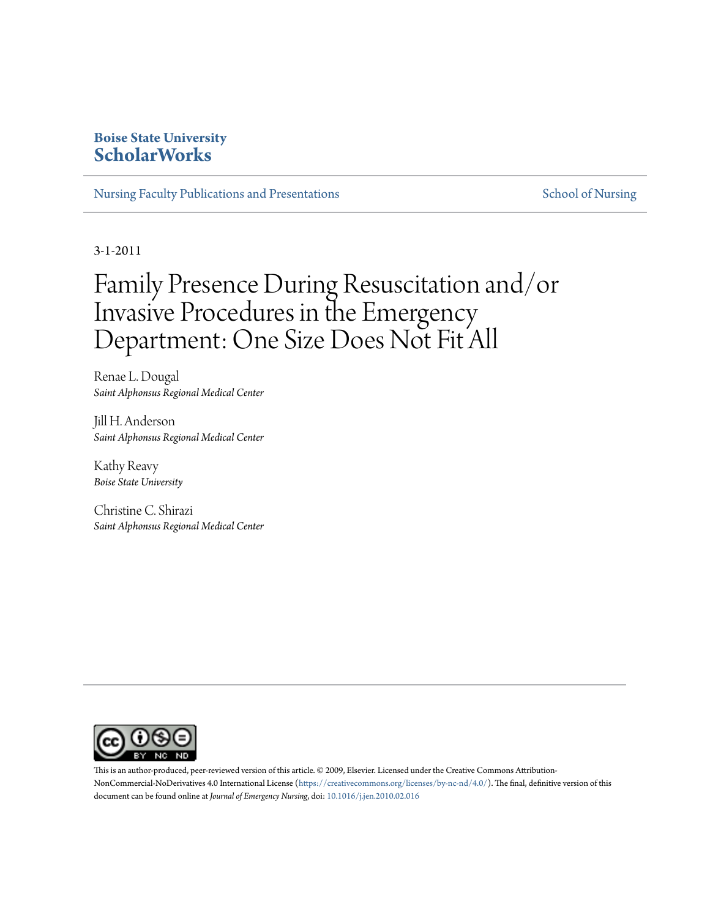**Boise State University**
**ScholarWorks**

Nursing Faculty Publications and Presentations — School of Nursing

3-1-2011

# Family Presence During Resuscitation and/or Invasive Procedures in the Emergency Department: One Size Does Not Fit All

Renae L. Dougal
*Saint Alphonsus Regional Medical Center*

Jill H. Anderson
*Saint Alphonsus Regional Medical Center*

Kathy Reavy
*Boise State University*

Christine C. Shirazi
*Saint Alphonsus Regional Medical Center*

This is an author-produced, peer-reviewed version of this article. © 2009, Elsevier. Licensed under the Creative Commons Attribution-NonCommercial-NoDerivatives 4.0 International License (https://creativecommons.org/licenses/by-nc-nd/4.0/). The final, definitive version of this document can be found online at *Journal of Emergency Nursing*, doi: 10.1016/j.jen.2010.02.016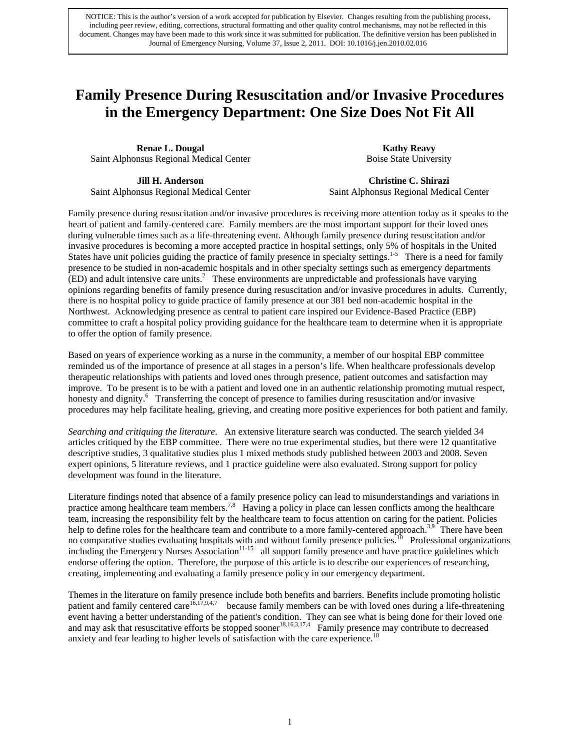NOTICE: This is the author's version of a work accepted for publication by Elsevier. Changes resulting from the publishing process, including peer review, editing, corrections, structural formatting and other quality control mechanisms, may not be reflected in this document. Changes may have been made to this work since it was submitted for publication. The definitive version has been published in Journal of Emergency Nursing, Volume 37, Issue 2, 2011. DOI: 10.1016/j.jen.2010.02.016

# Family Presence During Resuscitation and/or Invasive Procedures in the Emergency Department: One Size Does Not Fit All

**Renae L. Dougal**
Saint Alphonsus Regional Medical Center

**Kathy Reavy**
Boise State University

**Jill H. Anderson**
Saint Alphonsus Regional Medical Center

**Christine C. Shirazi**
Saint Alphonsus Regional Medical Center

Family presence during resuscitation and/or invasive procedures is receiving more attention today as it speaks to the heart of patient and family-centered care. Family members are the most important support for their loved ones during vulnerable times such as a life-threatening event. Although family presence during resuscitation and/or invasive procedures is becoming a more accepted practice in hospital settings, only 5% of hospitals in the United States have unit policies guiding the practice of family presence in specialty settings.[1-5] There is a need for family presence to be studied in non-academic hospitals and in other specialty settings such as emergency departments (ED) and adult intensive care units.[2] These environments are unpredictable and professionals have varying opinions regarding benefits of family presence during resuscitation and/or invasive procedures in adults. Currently, there is no hospital policy to guide practice of family presence at our 381 bed non-academic hospital in the Northwest. Acknowledging presence as central to patient care inspired our Evidence-Based Practice (EBP) committee to craft a hospital policy providing guidance for the healthcare team to determine when it is appropriate to offer the option of family presence.

Based on years of experience working as a nurse in the community, a member of our hospital EBP committee reminded us of the importance of presence at all stages in a person's life. When healthcare professionals develop therapeutic relationships with patients and loved ones through presence, patient outcomes and satisfaction may improve. To be present is to be with a patient and loved one in an authentic relationship promoting mutual respect, honesty and dignity.[6] Transferring the concept of presence to families during resuscitation and/or invasive procedures may help facilitate healing, grieving, and creating more positive experiences for both patient and family.

*Searching and critiquing the literature*. An extensive literature search was conducted. The search yielded 34 articles critiqued by the EBP committee. There were no true experimental studies, but there were 12 quantitative descriptive studies, 3 qualitative studies plus 1 mixed methods study published between 2003 and 2008. Seven expert opinions, 5 literature reviews, and 1 practice guideline were also evaluated. Strong support for policy development was found in the literature.

Literature findings noted that absence of a family presence policy can lead to misunderstandings and variations in practice among healthcare team members.[7,8] Having a policy in place can lessen conflicts among the healthcare team, increasing the responsibility felt by the healthcare team to focus attention on caring for the patient. Policies help to define roles for the healthcare team and contribute to a more family-centered approach.[3,9] There have been no comparative studies evaluating hospitals with and without family presence policies.[10] Professional organizations including the Emergency Nurses Association[11-15] all support family presence and have practice guidelines which endorse offering the option. Therefore, the purpose of this article is to describe our experiences of researching, creating, implementing and evaluating a family presence policy in our emergency department.

Themes in the literature on family presence include both benefits and barriers. Benefits include promoting holistic patient and family centered care[16,17,9,4,7] because family members can be with loved ones during a life-threatening event having a better understanding of the patient's condition. They can see what is being done for their loved one and may ask that resuscitative efforts be stopped sooner[18,16,3,17,4] Family presence may contribute to decreased anxiety and fear leading to higher levels of satisfaction with the care experience.[18]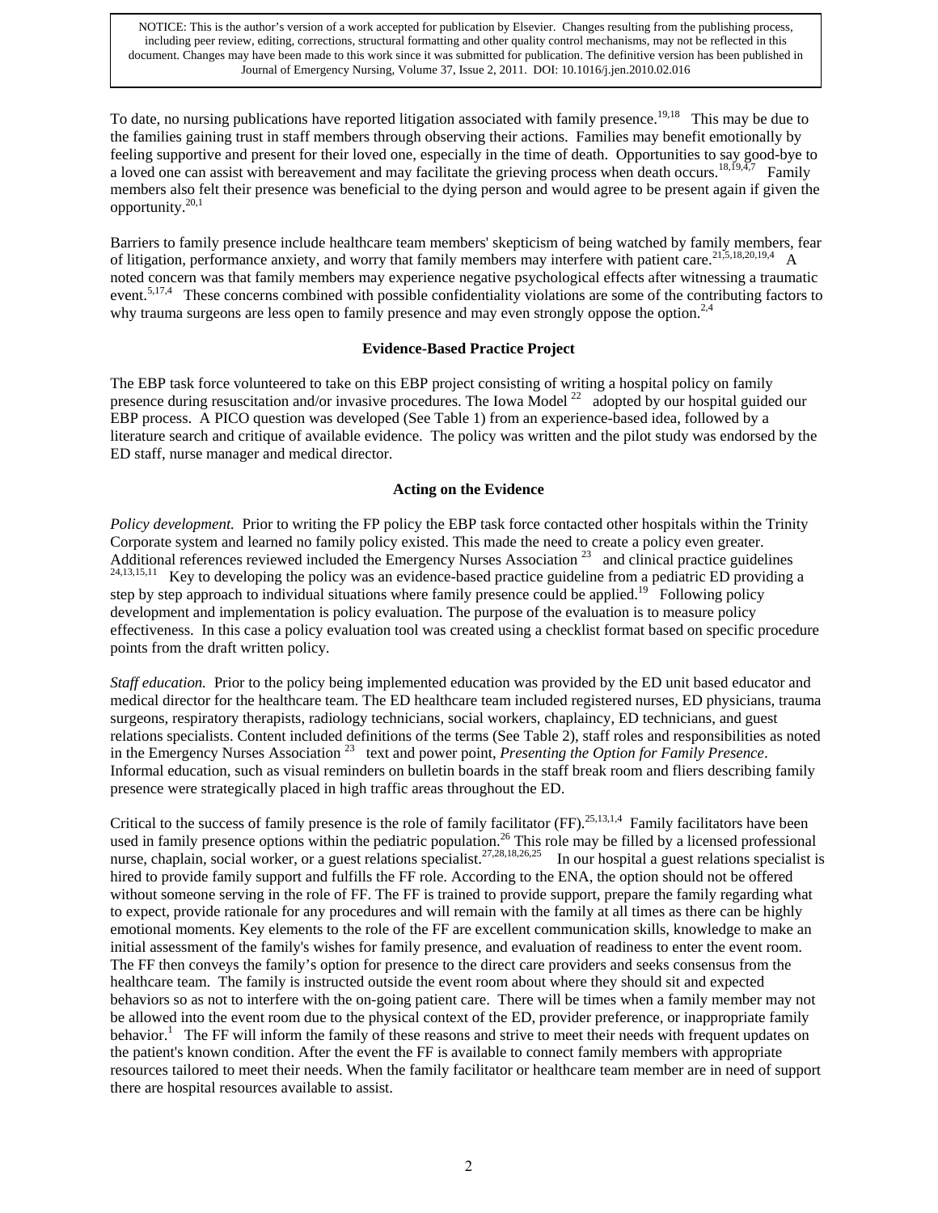NOTICE: This is the author's version of a work accepted for publication by Elsevier. Changes resulting from the publishing process, including peer review, editing, corrections, structural formatting and other quality control mechanisms, may not be reflected in this document. Changes may have been made to this work since it was submitted for publication. The definitive version has been published in Journal of Emergency Nursing, Volume 37, Issue 2, 2011. DOI: 10.1016/j.jen.2010.02.016

To date, no nursing publications have reported litigation associated with family presence.[19,18] This may be due to the families gaining trust in staff members through observing their actions. Families may benefit emotionally by feeling supportive and present for their loved one, especially in the time of death. Opportunities to say good-bye to a loved one can assist with bereavement and may facilitate the grieving process when death occurs.[18,19,4,7] Family members also felt their presence was beneficial to the dying person and would agree to be present again if given the opportunity.[20,1]

Barriers to family presence include healthcare team members' skepticism of being watched by family members, fear of litigation, performance anxiety, and worry that family members may interfere with patient care.[21,5,18,20,19,4] A noted concern was that family members may experience negative psychological effects after witnessing a traumatic event.[5,17,4] These concerns combined with possible confidentiality violations are some of the contributing factors to why trauma surgeons are less open to family presence and may even strongly oppose the option.[2,4]

## Evidence-Based Practice Project

The EBP task force volunteered to take on this EBP project consisting of writing a hospital policy on family presence during resuscitation and/or invasive procedures. The Iowa Model [22] adopted by our hospital guided our EBP process. A PICO question was developed (See Table 1) from an experience-based idea, followed by a literature search and critique of available evidence. The policy was written and the pilot study was endorsed by the ED staff, nurse manager and medical director.

## Acting on the Evidence

*Policy development.* Prior to writing the FP policy the EBP task force contacted other hospitals within the Trinity Corporate system and learned no family policy existed. This made the need to create a policy even greater. Additional references reviewed included the Emergency Nurses Association [23] and clinical practice guidelines [24,13,15,11] Key to developing the policy was an evidence-based practice guideline from a pediatric ED providing a step by step approach to individual situations where family presence could be applied.[19] Following policy development and implementation is policy evaluation. The purpose of the evaluation is to measure policy effectiveness. In this case a policy evaluation tool was created using a checklist format based on specific procedure points from the draft written policy.

*Staff education.* Prior to the policy being implemented education was provided by the ED unit based educator and medical director for the healthcare team. The ED healthcare team included registered nurses, ED physicians, trauma surgeons, respiratory therapists, radiology technicians, social workers, chaplaincy, ED technicians, and guest relations specialists. Content included definitions of the terms (See Table 2), staff roles and responsibilities as noted in the Emergency Nurses Association [23] text and power point, *Presenting the Option for Family Presence*. Informal education, such as visual reminders on bulletin boards in the staff break room and fliers describing family presence were strategically placed in high traffic areas throughout the ED.

Critical to the success of family presence is the role of family facilitator (FF).[25,13,1,4] Family facilitators have been used in family presence options within the pediatric population.[26] This role may be filled by a licensed professional nurse, chaplain, social worker, or a guest relations specialist.[27,28,18,26,25] In our hospital a guest relations specialist is hired to provide family support and fulfills the FF role. According to the ENA, the option should not be offered without someone serving in the role of FF. The FF is trained to provide support, prepare the family regarding what to expect, provide rationale for any procedures and will remain with the family at all times as there can be highly emotional moments. Key elements to the role of the FF are excellent communication skills, knowledge to make an initial assessment of the family's wishes for family presence, and evaluation of readiness to enter the event room. The FF then conveys the family's option for presence to the direct care providers and seeks consensus from the healthcare team. The family is instructed outside the event room about where they should sit and expected behaviors so as not to interfere with the on-going patient care. There will be times when a family member may not be allowed into the event room due to the physical context of the ED, provider preference, or inappropriate family behavior.[1] The FF will inform the family of these reasons and strive to meet their needs with frequent updates on the patient's known condition. After the event the FF is available to connect family members with appropriate resources tailored to meet their needs. When the family facilitator or healthcare team member are in need of support there are hospital resources available to assist.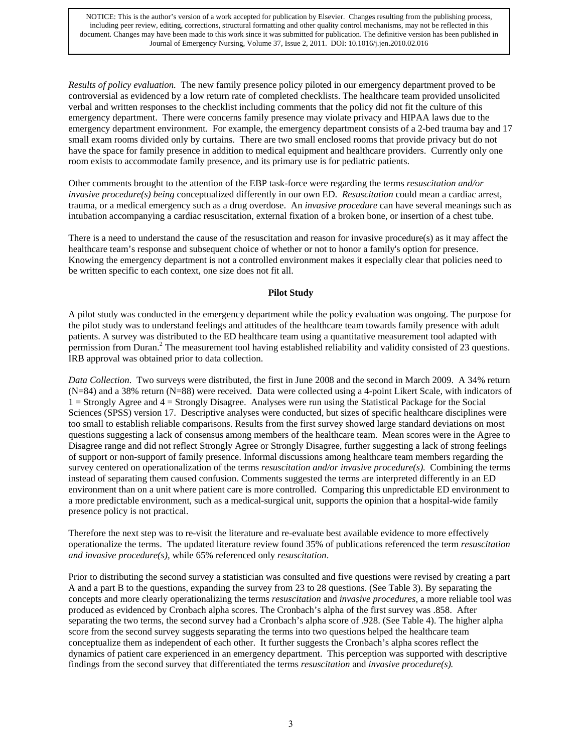*Results of policy evaluation.* The new family presence policy piloted in our emergency department proved to be controversial as evidenced by a low return rate of completed checklists. The healthcare team provided unsolicited verbal and written responses to the checklist including comments that the policy did not fit the culture of this emergency department. There were concerns family presence may violate privacy and HIPAA laws due to the emergency department environment. For example, the emergency department consists of a 2-bed trauma bay and 17 small exam rooms divided only by curtains. There are two small enclosed rooms that provide privacy but do not have the space for family presence in addition to medical equipment and healthcare providers. Currently only one room exists to accommodate family presence, and its primary use is for pediatric patients.

Other comments brought to the attention of the EBP task-force were regarding the terms *resuscitation and/or invasive procedure(s) being* conceptualized differently in our own ED. *Resuscitation* could mean a cardiac arrest, trauma, or a medical emergency such as a drug overdose. An *invasive procedure* can have several meanings such as intubation accompanying a cardiac resuscitation, external fixation of a broken bone, or insertion of a chest tube.

There is a need to understand the cause of the resuscitation and reason for invasive procedure(s) as it may affect the healthcare team's response and subsequent choice of whether or not to honor a family's option for presence. Knowing the emergency department is not a controlled environment makes it especially clear that policies need to be written specific to each context, one size does not fit all.

## Pilot Study

A pilot study was conducted in the emergency department while the policy evaluation was ongoing. The purpose for the pilot study was to understand feelings and attitudes of the healthcare team towards family presence with adult patients. A survey was distributed to the ED healthcare team using a quantitative measurement tool adapted with permission from Duran.[2] The measurement tool having established reliability and validity consisted of 23 questions. IRB approval was obtained prior to data collection.

*Data Collection.* Two surveys were distributed, the first in June 2008 and the second in March 2009. A 34% return (N=84) and a 38% return (N=88) were received. Data were collected using a 4-point Likert Scale, with indicators of 1 = Strongly Agree and 4 = Strongly Disagree. Analyses were run using the Statistical Package for the Social Sciences (SPSS) version 17. Descriptive analyses were conducted, but sizes of specific healthcare disciplines were too small to establish reliable comparisons. Results from the first survey showed large standard deviations on most questions suggesting a lack of consensus among members of the healthcare team. Mean scores were in the Agree to Disagree range and did not reflect Strongly Agree or Strongly Disagree, further suggesting a lack of strong feelings of support or non-support of family presence. Informal discussions among healthcare team members regarding the survey centered on operationalization of the terms *resuscitation and/or invasive procedure(s).* Combining the terms instead of separating them caused confusion. Comments suggested the terms are interpreted differently in an ED environment than on a unit where patient care is more controlled. Comparing this unpredictable ED environment to a more predictable environment, such as a medical-surgical unit, supports the opinion that a hospital-wide family presence policy is not practical.

Therefore the next step was to re-visit the literature and re-evaluate best available evidence to more effectively operationalize the terms. The updated literature review found 35% of publications referenced the term *resuscitation and invasive procedure(s),* while 65% referenced only *resuscitation*.

Prior to distributing the second survey a statistician was consulted and five questions were revised by creating a part A and a part B to the questions, expanding the survey from 23 to 28 questions. (See Table 3). By separating the concepts and more clearly operationalizing the terms *resuscitation* and *invasive procedures*, a more reliable tool was produced as evidenced by Cronbach alpha scores. The Cronbach's alpha of the first survey was .858. After separating the two terms, the second survey had a Cronbach's alpha score of .928. (See Table 4). The higher alpha score from the second survey suggests separating the terms into two questions helped the healthcare team conceptualize them as independent of each other. It further suggests the Cronbach's alpha scores reflect the dynamics of patient care experienced in an emergency department. This perception was supported with descriptive findings from the second survey that differentiated the terms *resuscitation* and *invasive procedure(s).*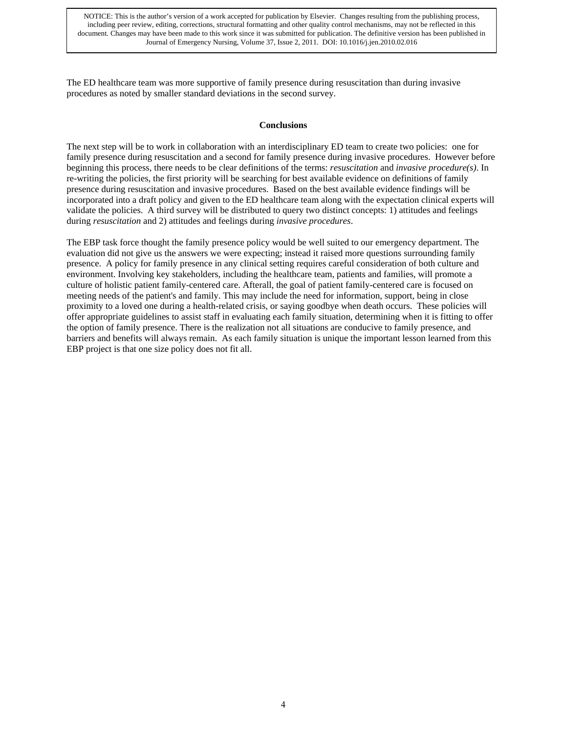The ED healthcare team was more supportive of family presence during resuscitation than during invasive procedures as noted by smaller standard deviations in the second survey.

## Conclusions

The next step will be to work in collaboration with an interdisciplinary ED team to create two policies: one for family presence during resuscitation and a second for family presence during invasive procedures. However before beginning this process, there needs to be clear definitions of the terms: *resuscitation* and *invasive procedure(s)*. In re-writing the policies, the first priority will be searching for best available evidence on definitions of family presence during resuscitation and invasive procedures. Based on the best available evidence findings will be incorporated into a draft policy and given to the ED healthcare team along with the expectation clinical experts will validate the policies. A third survey will be distributed to query two distinct concepts: 1) attitudes and feelings during *resuscitation* and 2) attitudes and feelings during *invasive procedures*.

The EBP task force thought the family presence policy would be well suited to our emergency department. The evaluation did not give us the answers we were expecting; instead it raised more questions surrounding family presence. A policy for family presence in any clinical setting requires careful consideration of both culture and environment. Involving key stakeholders, including the healthcare team, patients and families, will promote a culture of holistic patient family-centered care. Afterall, the goal of patient family-centered care is focused on meeting needs of the patient's and family. This may include the need for information, support, being in close proximity to a loved one during a health-related crisis, or saying goodbye when death occurs. These policies will offer appropriate guidelines to assist staff in evaluating each family situation, determining when it is fitting to offer the option of family presence. There is the realization not all situations are conducive to family presence, and barriers and benefits will always remain. As each family situation is unique the important lesson learned from this EBP project is that one size policy does not fit all.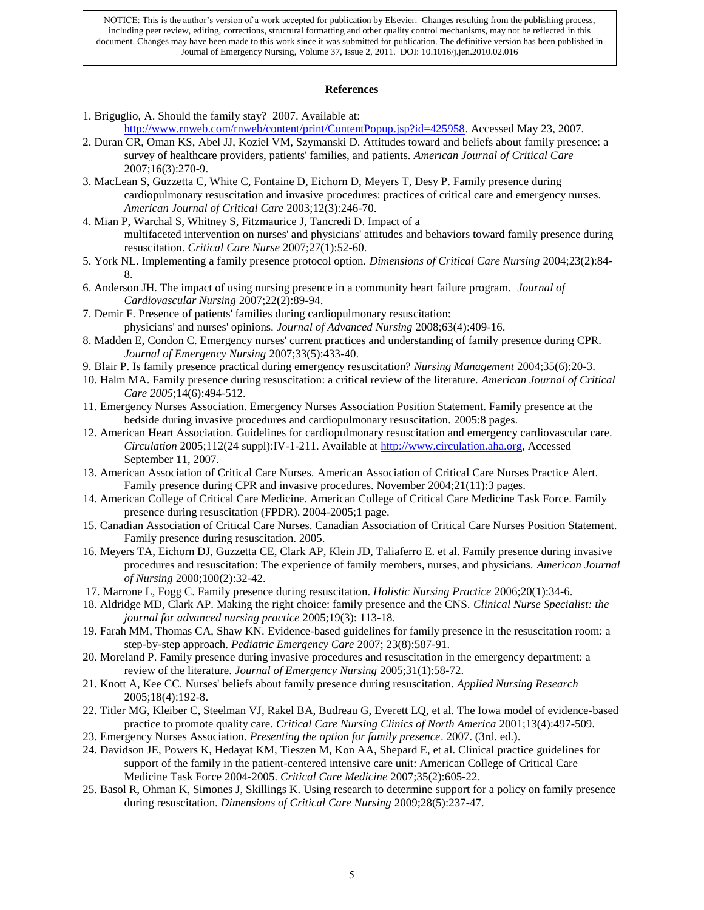NOTICE: This is the author's version of a work accepted for publication by Elsevier. Changes resulting from the publishing process, including peer review, editing, corrections, structural formatting and other quality control mechanisms, may not be reflected in this document. Changes may have been made to this work since it was submitted for publication. The definitive version has been published in Journal of Emergency Nursing, Volume 37, Issue 2, 2011. DOI: 10.1016/j.jen.2010.02.016

## References

1. Briguglio, A. Should the family stay? 2007. Available at: http://www.rnweb.com/rnweb/content/print/ContentPopup.jsp?id=425958. Accessed May 23, 2007.
2. Duran CR, Oman KS, Abel JJ, Koziel VM, Szymanski D. Attitudes toward and beliefs about family presence: a survey of healthcare providers, patients' families, and patients. *American Journal of Critical Care* 2007;16(3):270-9.
3. MacLean S, Guzzetta C, White C, Fontaine D, Eichorn D, Meyers T, Desy P. Family presence during cardiopulmonary resuscitation and invasive procedures: practices of critical care and emergency nurses. *American Journal of Critical Care* 2003;12(3):246-70.
4. Mian P, Warchal S, Whitney S, Fitzmaurice J, Tancredi D. Impact of a multifaceted intervention on nurses' and physicians' attitudes and behaviors toward family presence during resuscitation. *Critical Care Nurse* 2007;27(1):52-60.
5. York NL. Implementing a family presence protocol option. *Dimensions of Critical Care Nursing* 2004;23(2):84-8.
6. Anderson JH. The impact of using nursing presence in a community heart failure program. *Journal of Cardiovascular Nursing* 2007;22(2):89-94.
7. Demir F. Presence of patients' families during cardiopulmonary resuscitation: physicians' and nurses' opinions. *Journal of Advanced Nursing* 2008;63(4):409-16.
8. Madden E, Condon C. Emergency nurses' current practices and understanding of family presence during CPR. *Journal of Emergency Nursing* 2007;33(5):433-40.
9. Blair P. Is family presence practical during emergency resuscitation? *Nursing Management* 2004;35(6):20-3.
10. Halm MA. Family presence during resuscitation: a critical review of the literature. *American Journal of Critical Care 2005*;14(6):494-512.
11. Emergency Nurses Association. Emergency Nurses Association Position Statement. Family presence at the bedside during invasive procedures and cardiopulmonary resuscitation. 2005:8 pages.
12. American Heart Association. Guidelines for cardiopulmonary resuscitation and emergency cardiovascular care. *Circulation* 2005;112(24 suppl):IV-1-211. Available at http://www.circulation.aha.org, Accessed September 11, 2007.
13. American Association of Critical Care Nurses. American Association of Critical Care Nurses Practice Alert. Family presence during CPR and invasive procedures. November 2004;21(11):3 pages.
14. American College of Critical Care Medicine. American College of Critical Care Medicine Task Force. Family presence during resuscitation (FPDR). 2004-2005;1 page.
15. Canadian Association of Critical Care Nurses. Canadian Association of Critical Care Nurses Position Statement. Family presence during resuscitation. 2005.
16. Meyers TA, Eichorn DJ, Guzzetta CE, Clark AP, Klein JD, Taliaferro E. et al. Family presence during invasive procedures and resuscitation: The experience of family members, nurses, and physicians. *American Journal of Nursing* 2000;100(2):32-42.
17. Marrone L, Fogg C. Family presence during resuscitation. *Holistic Nursing Practice* 2006;20(1):34-6.
18. Aldridge MD, Clark AP. Making the right choice: family presence and the CNS. *Clinical Nurse Specialist: the journal for advanced nursing practice* 2005;19(3): 113-18.
19. Farah MM, Thomas CA, Shaw KN. Evidence-based guidelines for family presence in the resuscitation room: a step-by-step approach. *Pediatric Emergency Care* 2007; 23(8):587-91.
20. Moreland P. Family presence during invasive procedures and resuscitation in the emergency department: a review of the literature. *Journal of Emergency Nursing* 2005;31(1):58-72.
21. Knott A, Kee CC. Nurses' beliefs about family presence during resuscitation. *Applied Nursing Research* 2005;18(4):192-8.
22. Titler MG, Kleiber C, Steelman VJ, Rakel BA, Budreau G, Everett LQ, et al. The Iowa model of evidence-based practice to promote quality care. *Critical Care Nursing Clinics of North America* 2001;13(4):497-509.
23. Emergency Nurses Association. *Presenting the option for family presence*. 2007. (3rd. ed.).
24. Davidson JE, Powers K, Hedayat KM, Tieszen M, Kon AA, Shepard E, et al. Clinical practice guidelines for support of the family in the patient-centered intensive care unit: American College of Critical Care Medicine Task Force 2004-2005. *Critical Care Medicine* 2007;35(2):605-22.
25. Basol R, Ohman K, Simones J, Skillings K. Using research to determine support for a policy on family presence during resuscitation. *Dimensions of Critical Care Nursing* 2009;28(5):237-47.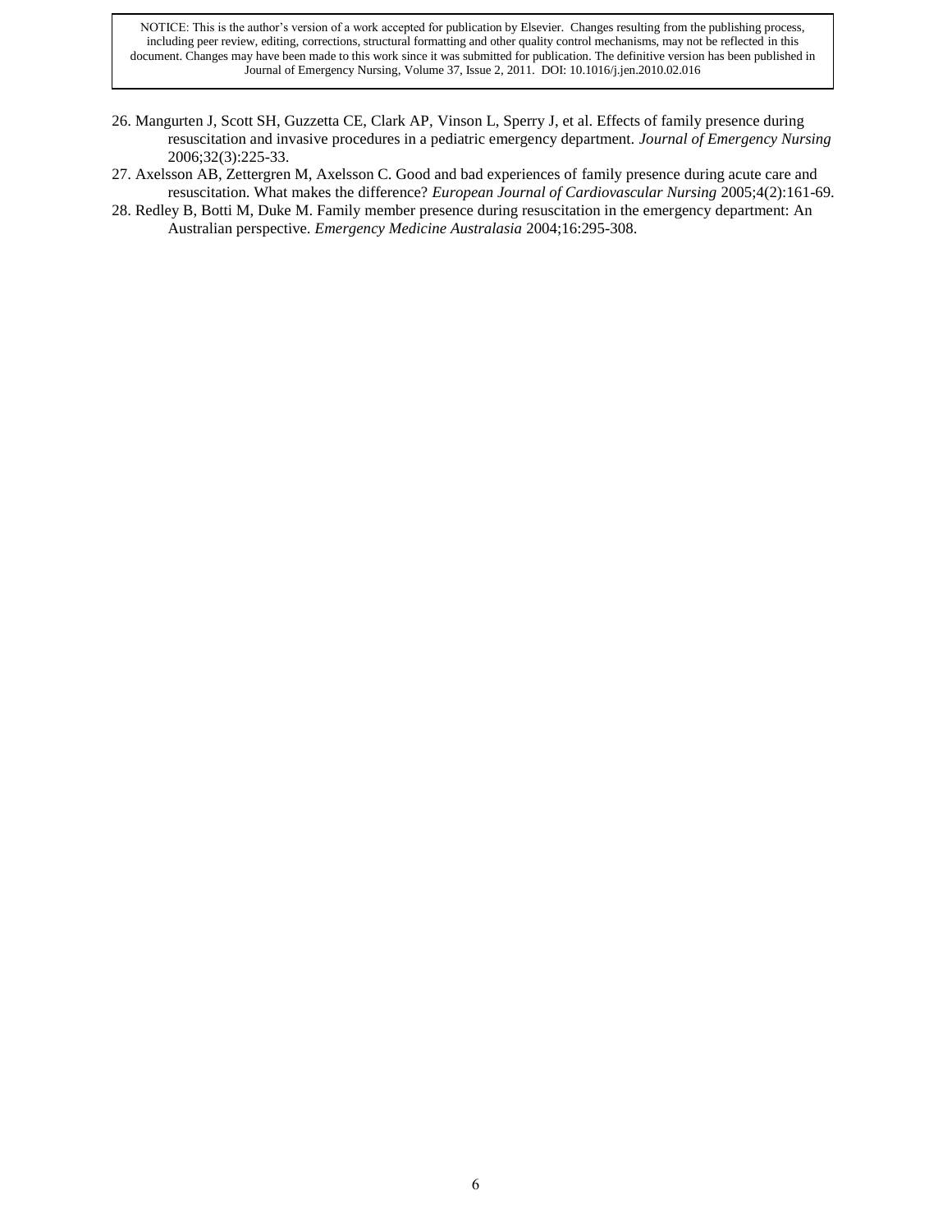26. Mangurten J, Scott SH, Guzzetta CE, Clark AP, Vinson L, Sperry J, et al. Effects of family presence during resuscitation and invasive procedures in a pediatric emergency department. *Journal of Emergency Nursing* 2006;32(3):225-33.
27. Axelsson AB, Zettergren M, Axelsson C. Good and bad experiences of family presence during acute care and resuscitation. What makes the difference? *European Journal of Cardiovascular Nursing* 2005;4(2):161-69.
28. Redley B, Botti M, Duke M. Family member presence during resuscitation in the emergency department: An Australian perspective. *Emergency Medicine Australasia* 2004;16:295-308.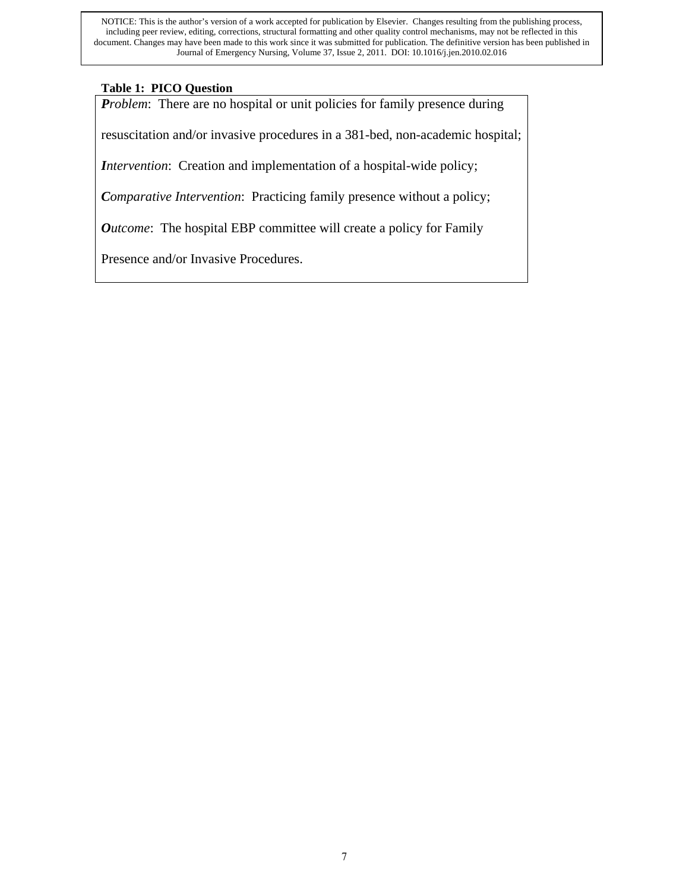**Table 1: PICO Question**

***P****roblem*: There are no hospital or unit policies for family presence during resuscitation and/or invasive procedures in a 381-bed, non-academic hospital;

***I****ntervention*: Creation and implementation of a hospital-wide policy;

***C****omparative Intervention*: Practicing family presence without a policy;

***O****utcome*: The hospital EBP committee will create a policy for Family Presence and/or Invasive Procedures.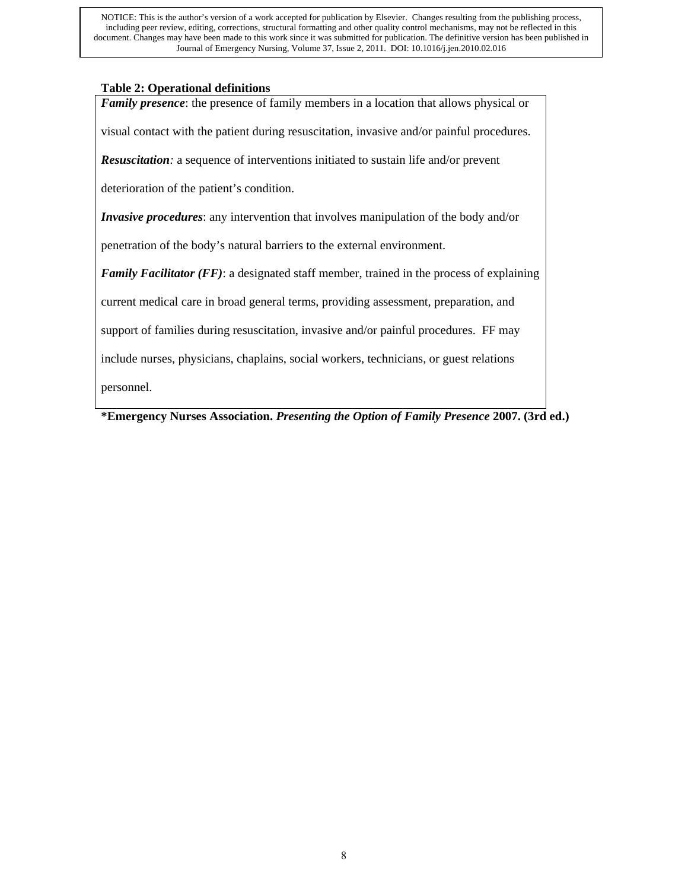**Table 2: Operational definitions**

***Family presence***: the presence of family members in a location that allows physical or visual contact with the patient during resuscitation, invasive and/or painful procedures.

***Resuscitation**:* a sequence of interventions initiated to sustain life and/or prevent deterioration of the patient's condition.

***Invasive procedures***: any intervention that involves manipulation of the body and/or penetration of the body's natural barriers to the external environment.

***Family Facilitator (FF)***: a designated staff member, trained in the process of explaining current medical care in broad general terms, providing assessment, preparation, and support of families during resuscitation, invasive and/or painful procedures. FF may include nurses, physicians, chaplains, social workers, technicians, or guest relations personnel.

**\*Emergency Nurses Association. *Presenting the Option of Family Presence* 2007. (3rd ed.)**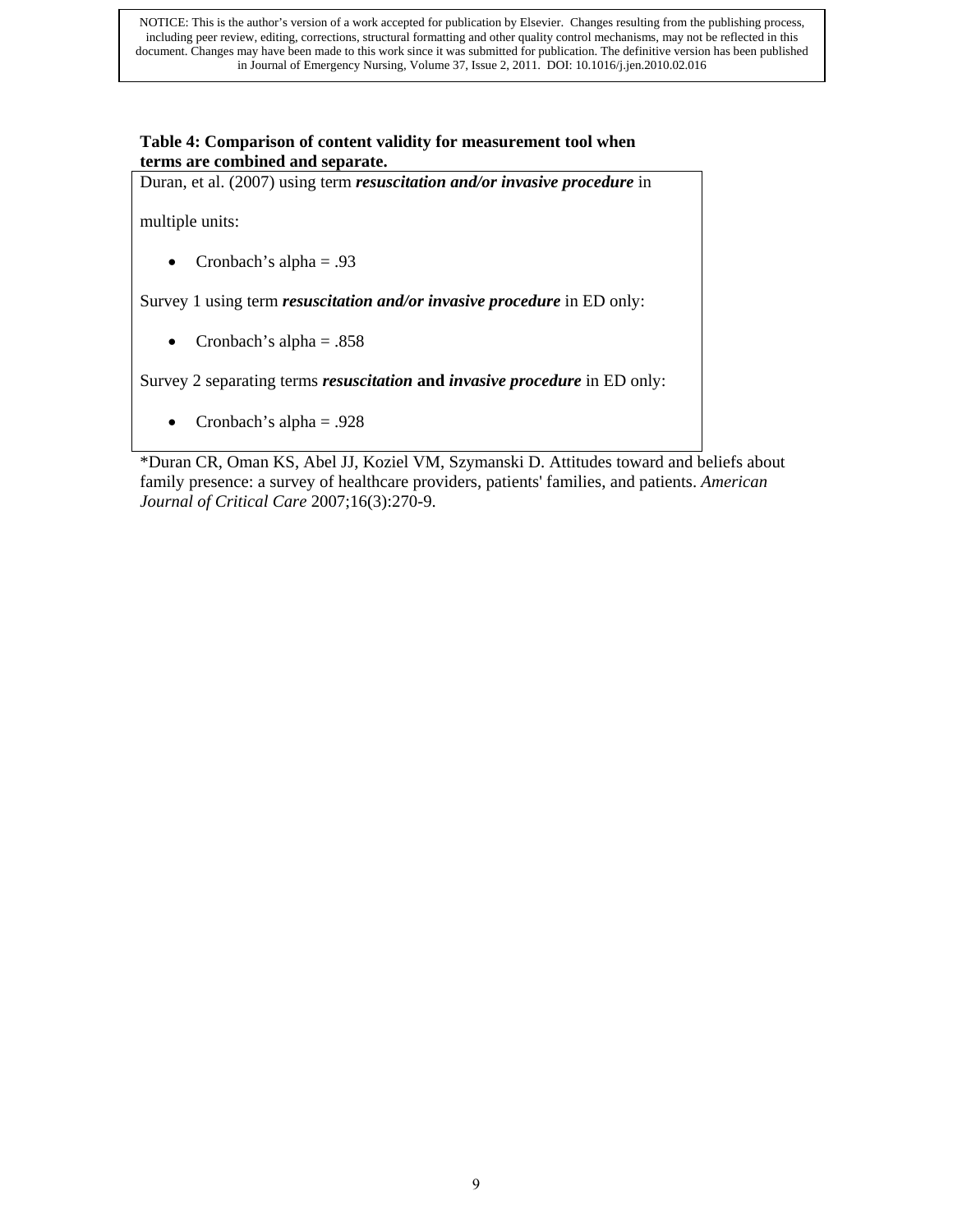NOTICE: This is the author's version of a work accepted for publication by Elsevier. Changes resulting from the publishing process, including peer review, editing, corrections, structural formatting and other quality control mechanisms, may not be reflected in this document. Changes may have been made to this work since it was submitted for publication. The definitive version has been published in Journal of Emergency Nursing, Volume 37, Issue 2, 2011. DOI: 10.1016/j.jen.2010.02.016

**Table 4: Comparison of content validity for measurement tool when terms are combined and separate.**

Duran, et al. (2007) using term ***resuscitation and/or invasive procedure*** in multiple units:

- Cronbach's alpha = .93

Survey 1 using term ***resuscitation and/or invasive procedure*** in ED only:

- Cronbach's alpha = .858

Survey 2 separating terms ***resuscitation*** **and** ***invasive procedure*** in ED only:

- Cronbach's alpha = .928

*Duran CR, Oman KS, Abel JJ, Koziel VM, Szymanski D. Attitudes toward and beliefs about family presence: a survey of healthcare providers, patients' families, and patients. *American Journal of Critical Care* 2007;16(3):270-9.